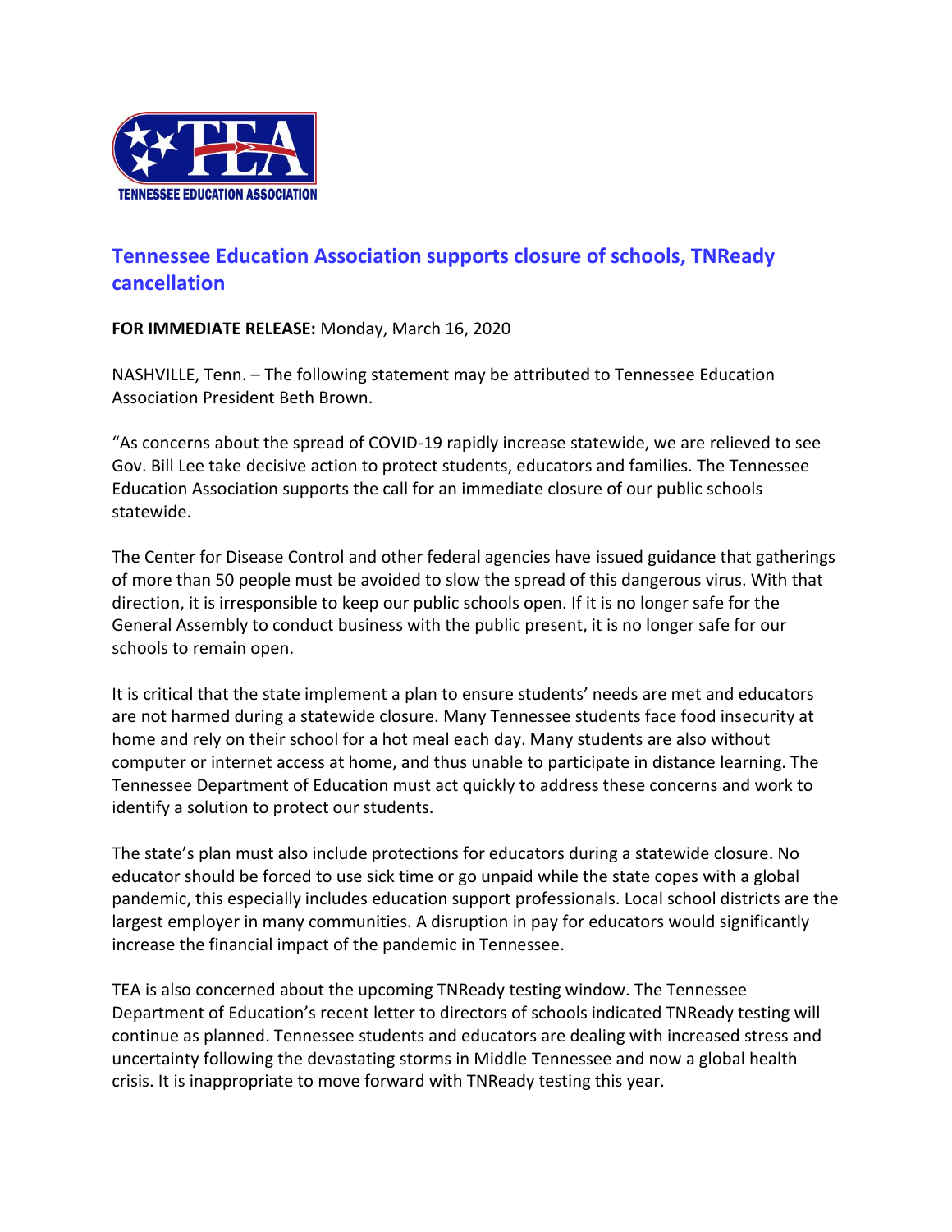TENNESSEE EDUCATION ASSOCIATION

# Tennessee Education Association supports closure of schools, TNReady cancellation

**FOR IMMEDIATE RELEASE:** Monday, March 16, 2020

NASHVILLE, Tenn. – The following statement may be attributed to Tennessee Education Association President Beth Brown.

"As concerns about the spread of COVID-19 rapidly increase statewide, we are relieved to see Gov. Bill Lee take decisive action to protect students, educators and families. The Tennessee Education Association supports the call for an immediate closure of our public schools statewide.

The Center for Disease Control and other federal agencies have issued guidance that gatherings of more than 50 people must be avoided to slow the spread of this dangerous virus. With that direction, it is irresponsible to keep our public schools open. If it is no longer safe for the General Assembly to conduct business with the public present, it is no longer safe for our schools to remain open.

It is critical that the state implement a plan to ensure students' needs are met and educators are not harmed during a statewide closure. Many Tennessee students face food insecurity at home and rely on their school for a hot meal each day. Many students are also without computer or internet access at home, and thus unable to participate in distance learning. The Tennessee Department of Education must act quickly to address these concerns and work to identify a solution to protect our students.

The state's plan must also include protections for educators during a statewide closure. No educator should be forced to use sick time or go unpaid while the state copes with a global pandemic, this especially includes education support professionals. Local school districts are the largest employer in many communities. A disruption in pay for educators would significantly increase the financial impact of the pandemic in Tennessee.

TEA is also concerned about the upcoming TNReady testing window. The Tennessee Department of Education's recent letter to directors of schools indicated TNReady testing will continue as planned. Tennessee students and educators are dealing with increased stress and uncertainty following the devastating storms in Middle Tennessee and now a global health crisis. It is inappropriate to move forward with TNReady testing this year.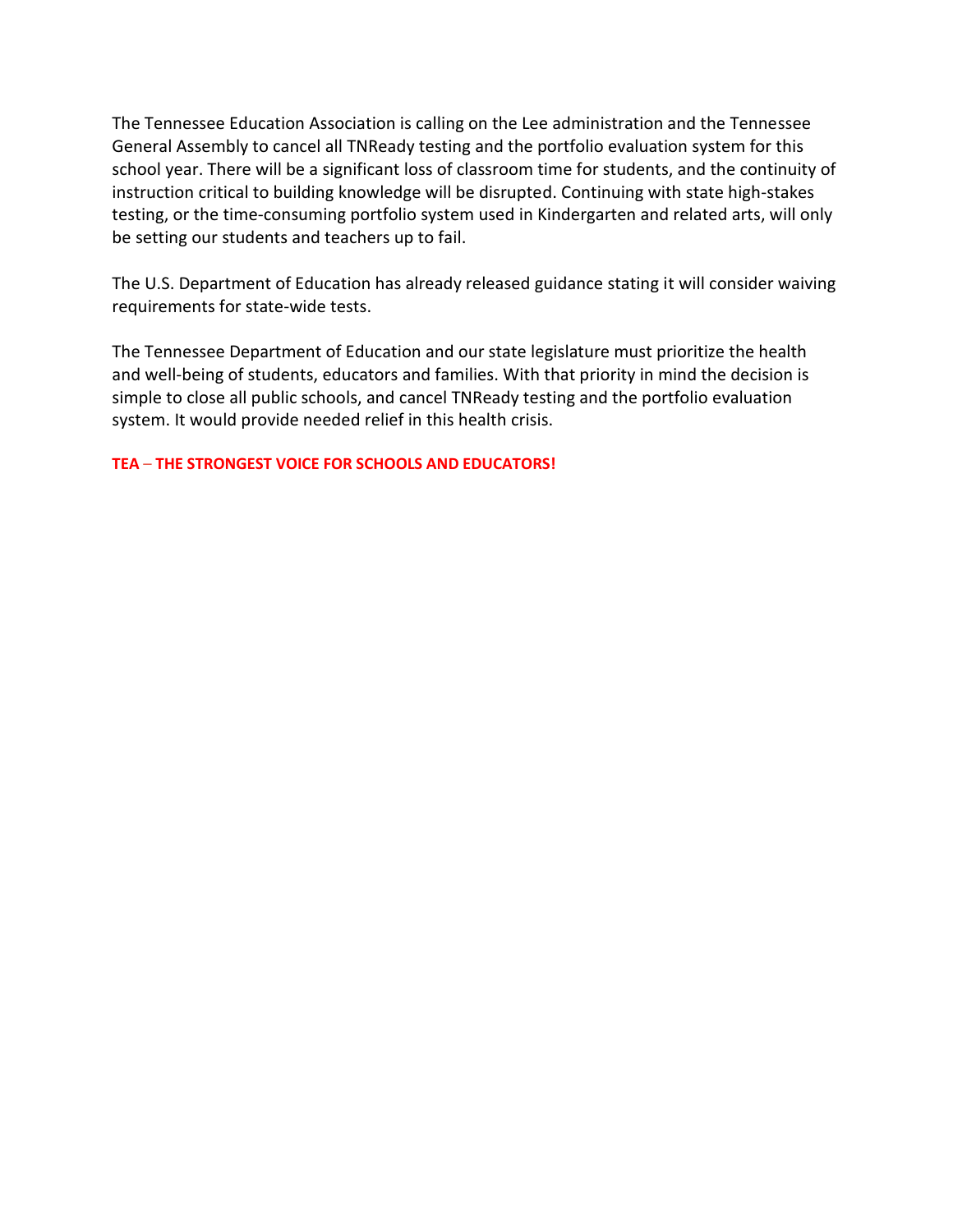The Tennessee Education Association is calling on the Lee administration and the Tennessee General Assembly to cancel all TNReady testing and the portfolio evaluation system for this school year. There will be a significant loss of classroom time for students, and the continuity of instruction critical to building knowledge will be disrupted. Continuing with state high-stakes testing, or the time-consuming portfolio system used in Kindergarten and related arts, will only be setting our students and teachers up to fail.

The U.S. Department of Education has already released guidance stating it will consider waiving requirements for state-wide tests.

The Tennessee Department of Education and our state legislature must prioritize the health and well-being of students, educators and families. With that priority in mind the decision is simple to close all public schools, and cancel TNReady testing and the portfolio evaluation system. It would provide needed relief in this health crisis.

**TEA – THE STRONGEST VOICE FOR SCHOOLS AND EDUCATORS!**